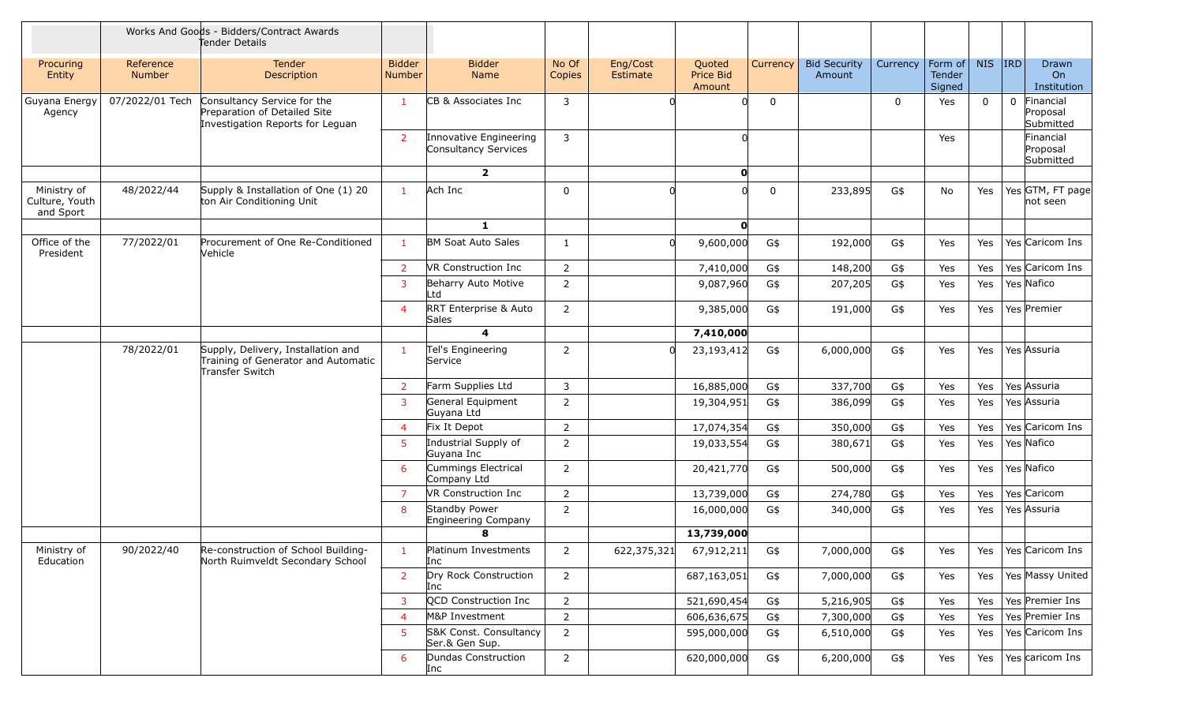Works And Goods - Bidders/Contract Awards
Tender Details

| Procuring Entity | Reference Number | Tender Description | Bidder Number | Bidder Name | No Of Copies | Eng/Cost Estimate | Quoted Price Bid Amount | Currency | Bid Security Amount | Currency | Form of Tender Signed | NIS | IRD | Drawn On Institution |
|---|---|---|---|---|---|---|---|---|---|---|---|---|---|---|
| Guyana Energy Agency | 07/2022/01 Tech | Consultancy Service for the Preparation of Detailed Site Investigation Reports for Leguan | 1 | CB & Associates Inc | 3 | 0 | 0 | 0 | | 0 | Yes | 0 | 0 | Financial Proposal Submitted |
| | | | 2 | Innovative Engineering Consultancy Services | 3 | | 0 | | | | Yes | | | Financial Proposal Submitted |
| | | | | **2** | | | **0** | | | | | | | |
| Ministry of Culture, Youth and Sport | 48/2022/44 | Supply & Installation of One (1) 20 ton Air Conditioning Unit | 1 | Ach Inc | 0 | 0 | 0 | 0 | 233,895 | G$ | No | Yes | Yes | GTM, FT page not seen |
| | | | | **1** | | | **0** | | | | | | | |
| Office of the President | 77/2022/01 | Procurement of One Re-Conditioned Vehicle | 1 | BM Soat Auto Sales | 1 | 0 | 9,600,000 | G$ | 192,000 | G$ | Yes | Yes | Yes | Caricom Ins |
| | | | 2 | VR Construction Inc | 2 | | 7,410,000 | G$ | 148,200 | G$ | Yes | Yes | Yes | Caricom Ins |
| | | | 3 | Beharry Auto Motive Ltd | 2 | | 9,087,960 | G$ | 207,205 | G$ | Yes | Yes | Yes | Nafico |
| | | | 4 | RRT Enterprise & Auto Sales | 2 | | 9,385,000 | G$ | 191,000 | G$ | Yes | Yes | Yes | Premier |
| | | | | **4** | | | **7,410,000** | | | | | | | |
| | 78/2022/01 | Supply, Delivery, Installation and Training of Generator and Automatic Transfer Switch | 1 | Tel's Engineering Service | 2 | 0 | 23,193,412 | G$ | 6,000,000 | G$ | Yes | Yes | Yes | Assuria |
| | | | 2 | Farm Supplies Ltd | 3 | | 16,885,000 | G$ | 337,700 | G$ | Yes | Yes | Yes | Assuria |
| | | | 3 | General Equipment Guyana Ltd | 2 | | 19,304,951 | G$ | 386,099 | G$ | Yes | Yes | Yes | Assuria |
| | | | 4 | Fix It Depot | 2 | | 17,074,354 | G$ | 350,000 | G$ | Yes | Yes | Yes | Caricom Ins |
| | | | 5 | Industrial Supply of Guyana Inc | 2 | | 19,033,554 | G$ | 380,671 | G$ | Yes | Yes | Yes | Nafico |
| | | | 6 | Cummings Electrical Company Ltd | 2 | | 20,421,770 | G$ | 500,000 | G$ | Yes | Yes | Yes | Nafico |
| | | | 7 | VR Construction Inc | 2 | | 13,739,000 | G$ | 274,780 | G$ | Yes | Yes | Yes | Caricom |
| | | | 8 | Standby Power Engineering Company | 2 | | 16,000,000 | G$ | 340,000 | G$ | Yes | Yes | Yes | Assuria |
| | | | | **8** | | | **13,739,000** | | | | | | | |
| Ministry of Education | 90/2022/40 | Re-construction of School Building-North Ruimveldt Secondary School | 1 | Platinum Investments Inc | 2 | 622,375,321 | 67,912,211 | G$ | 7,000,000 | G$ | Yes | Yes | Yes | Caricom Ins |
| | | | 2 | Dry Rock Construction Inc | 2 | | 687,163,051 | G$ | 7,000,000 | G$ | Yes | Yes | Yes | Massy United |
| | | | 3 | QCD Construction Inc | 2 | | 521,690,454 | G$ | 5,216,905 | G$ | Yes | Yes | Yes | Premier Ins |
| | | | 4 | M&P Investment | 2 | | 606,636,675 | G$ | 7,300,000 | G$ | Yes | Yes | Yes | Premier Ins |
| | | | 5 | S&K Const. Consultancy Ser.& Gen Sup. | 2 | | 595,000,000 | G$ | 6,510,000 | G$ | Yes | Yes | Yes | Caricom Ins |
| | | | 6 | Dundas Construction Inc | 2 | | 620,000,000 | G$ | 6,200,000 | G$ | Yes | Yes | Yes | caricom Ins |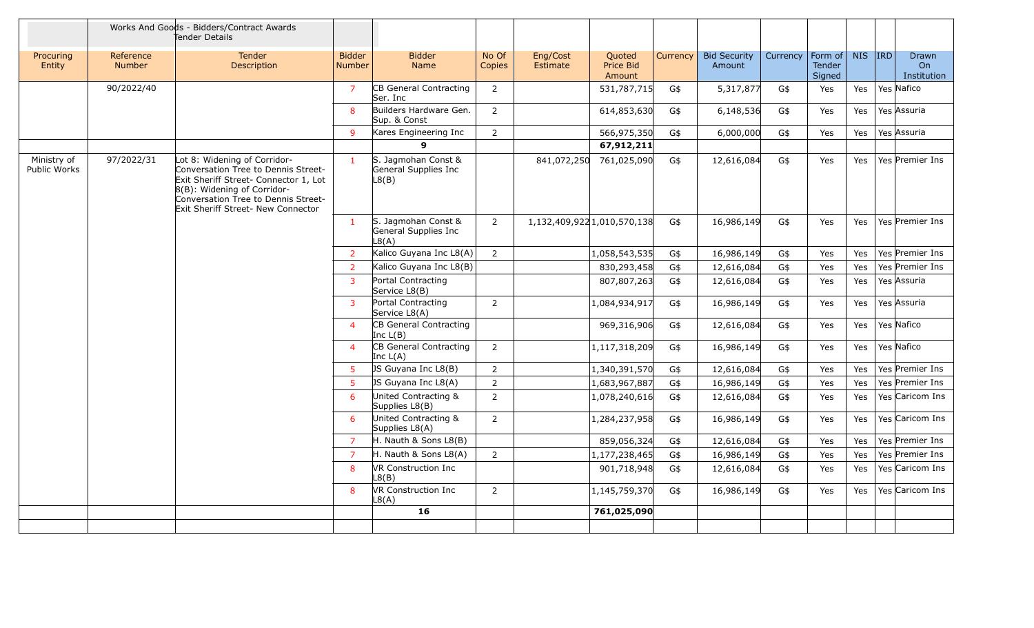| | | Works And Goods - Bidders/Contract Awards Tender Details | | | | | | | | | | | | |
|---|---|---|---|---|---|---|---|---|---|---|---|---|---|---|
| Procuring Entity | Reference Number | Tender Description | Bidder Number | Bidder Name | No Of Copies | Eng/Cost Estimate | Quoted Price Bid Amount | Currency | Bid Security Amount | Currency | Form of Tender Signed | NIS | IRD | Drawn On Institution |
| | 90/2022/40 | | 7 | CB General Contracting Ser. Inc | 2 | | 531,787,715 | G$ | 5,317,877 | G$ | Yes | Yes | Yes | Nafico |
| | | | 8 | Builders Hardware Gen. Sup. & Const | 2 | | 614,853,630 | G$ | 6,148,536 | G$ | Yes | Yes | Yes | Assuria |
| | | | 9 | Kares Engineering Inc | 2 | | 566,975,350 | G$ | 6,000,000 | G$ | Yes | Yes | Yes | Assuria |
| | | | | **9** | | | **67,912,211** | | | | | | | |
| Ministry of Public Works | 97/2022/31 | Lot 8: Widening of Corridor- Conversation Tree to Dennis Street- Exit Sheriff Street- Connector 1, Lot 8(B): Widening of Corridor- Conversation Tree to Dennis Street- Exit Sheriff Street- New Connector | 1 | S. Jagmohan Const & General Supplies Inc L8(B) | | 841,072,250 | 761,025,090 | G$ | 12,616,084 | G$ | Yes | Yes | Yes | Premier Ins |
| | | | 1 | S. Jagmohan Const & General Supplies Inc L8(A) | 2 | 1,132,409,922 | 1,010,570,138 | G$ | 16,986,149 | G$ | Yes | Yes | Yes | Premier Ins |
| | | | 2 | Kalico Guyana Inc L8(A) | 2 | | 1,058,543,535 | G$ | 16,986,149 | G$ | Yes | Yes | Yes | Premier Ins |
| | | | 2 | Kalico Guyana Inc L8(B) | 2 | | 830,293,458 | G$ | 12,616,084 | G$ | Yes | Yes | Yes | Premier Ins |
| | | | 3 | Portal Contracting Service L8(B) | | | 807,807,263 | G$ | 12,616,084 | G$ | Yes | Yes | Yes | Assuria |
| | | | 3 | Portal Contracting Service L8(A) | 2 | | 1,084,934,917 | G$ | 16,986,149 | G$ | Yes | Yes | Yes | Assuria |
| | | | 4 | CB General Contracting Inc L(B) | | | 969,316,906 | G$ | 12,616,084 | G$ | Yes | Yes | Yes | Nafico |
| | | | 4 | CB General Contracting Inc L(A) | 2 | | 1,117,318,209 | G$ | 16,986,149 | G$ | Yes | Yes | Yes | Nafico |
| | | | 5 | JS Guyana Inc L8(B) | 2 | | 1,340,391,570 | G$ | 12,616,084 | G$ | Yes | Yes | Yes | Premier Ins |
| | | | 5 | JS Guyana Inc L8(A) | 2 | | 1,683,967,887 | G$ | 16,986,149 | G$ | Yes | Yes | Yes | Premier Ins |
| | | | 6 | United Contracting & Supplies L8(B) | 2 | | 1,078,240,616 | G$ | 12,616,084 | G$ | Yes | Yes | Yes | Caricom Ins |
| | | | 6 | United Contracting & Supplies L8(A) | 2 | | 1,284,237,958 | G$ | 16,986,149 | G$ | Yes | Yes | Yes | Caricom Ins |
| | | | 7 | H. Nauth & Sons L8(B) | | | 859,056,324 | G$ | 12,616,084 | G$ | Yes | Yes | Yes | Premier Ins |
| | | | 7 | H. Nauth & Sons L8(A) | 2 | | 1,177,238,465 | G$ | 16,986,149 | G$ | Yes | Yes | Yes | Premier Ins |
| | | | 8 | VR Construction Inc L8(B) | | | 901,718,948 | G$ | 12,616,084 | G$ | Yes | Yes | Yes | Caricom Ins |
| | | | 8 | VR Construction Inc L8(A) | 2 | | 1,145,759,370 | G$ | 16,986,149 | G$ | Yes | Yes | Yes | Caricom Ins |
| | | | | **16** | | | **761,025,090** | | | | | | | |